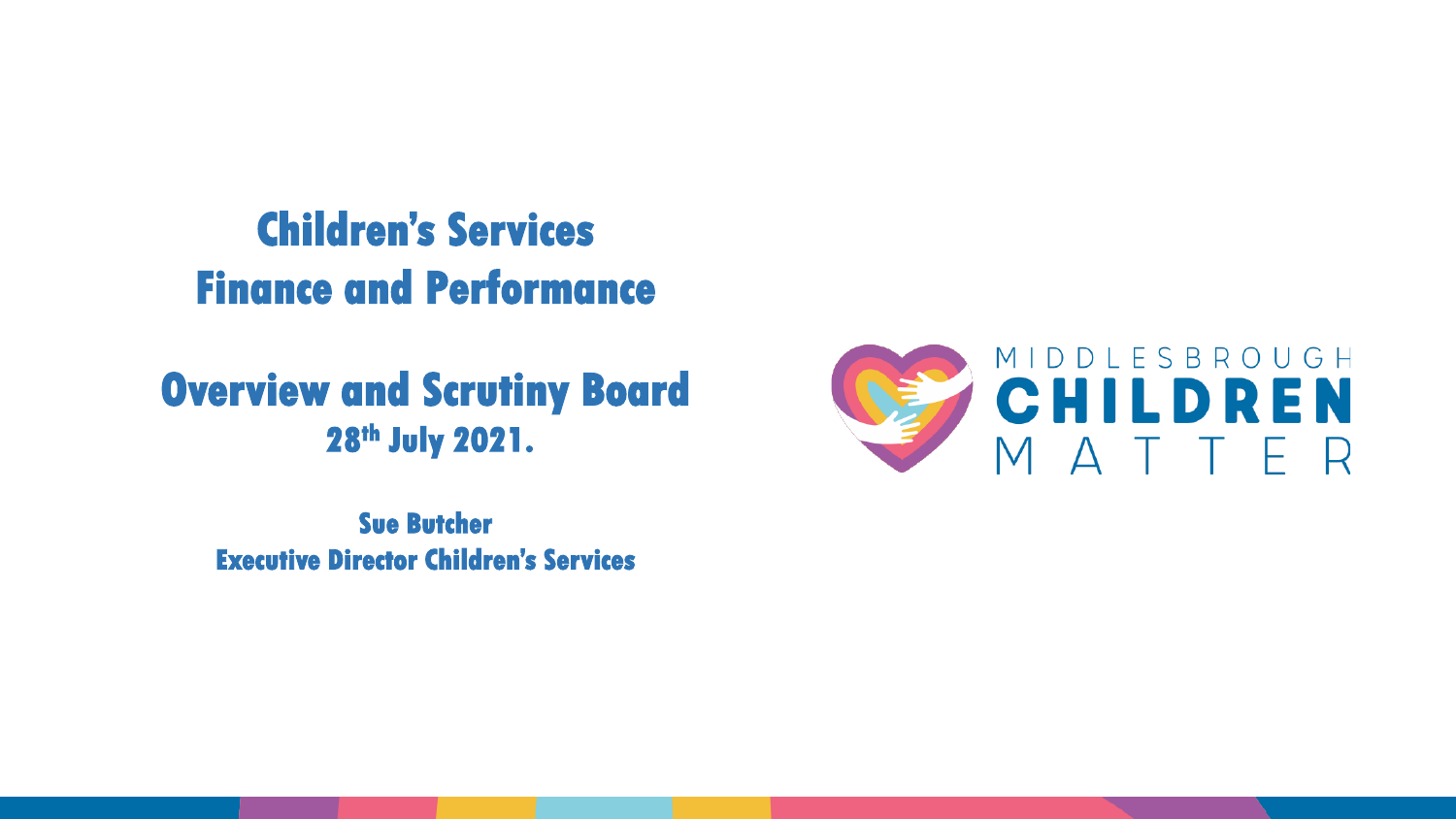# Children's Services Finance and Performance

## Overview and Scrutiny Board

**28th July 2021.**

**Sue Butcher**

**Executive Director Children's Services**

MIDDLESBROUGH **CHILDREN** MATTER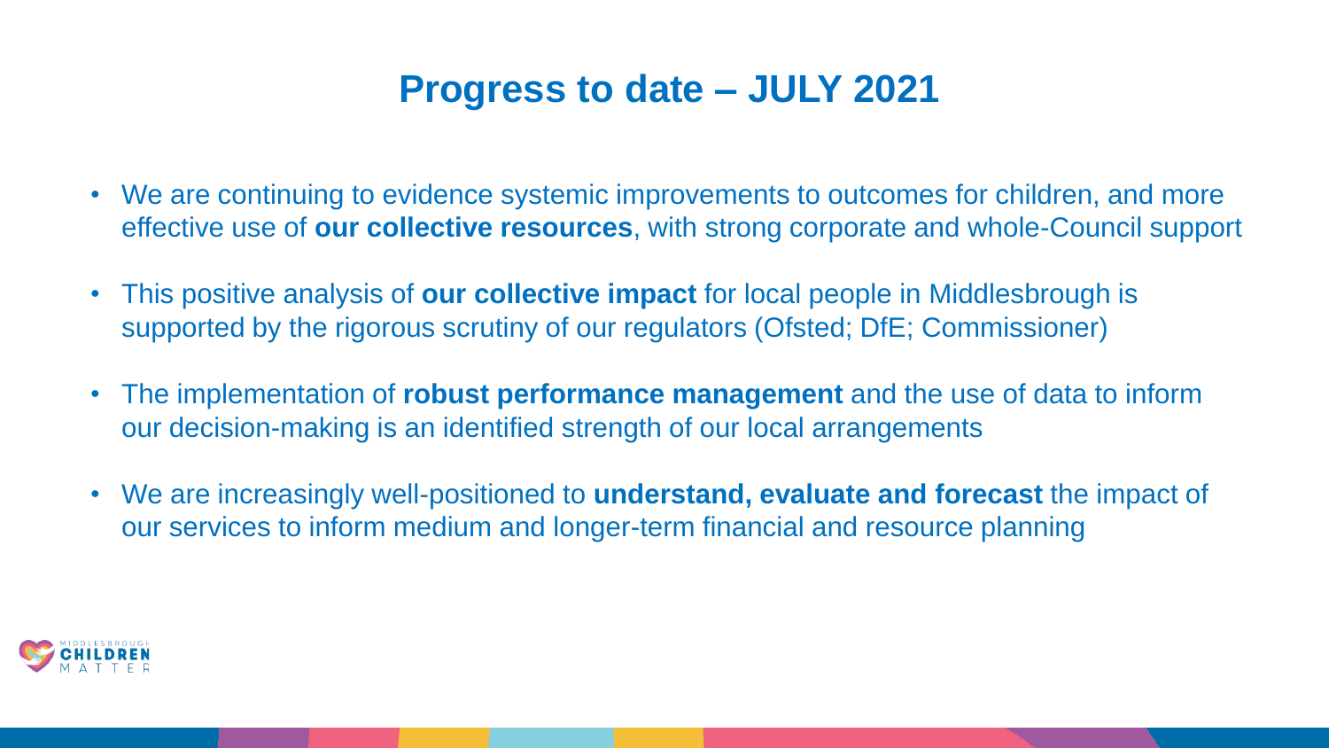# Progress to date – JULY 2021

- We are continuing to evidence systemic improvements to outcomes for children, and more effective use of **our collective resources**, with strong corporate and whole-Council support
- This positive analysis of **our collective impact** for local people in Middlesbrough is supported by the rigorous scrutiny of our regulators (Ofsted; DfE; Commissioner)
- The implementation of **robust performance management** and the use of data to inform our decision-making is an identified strength of our local arrangements
- We are increasingly well-positioned to **understand, evaluate and forecast** the impact of our services to inform medium and longer-term financial and resource planning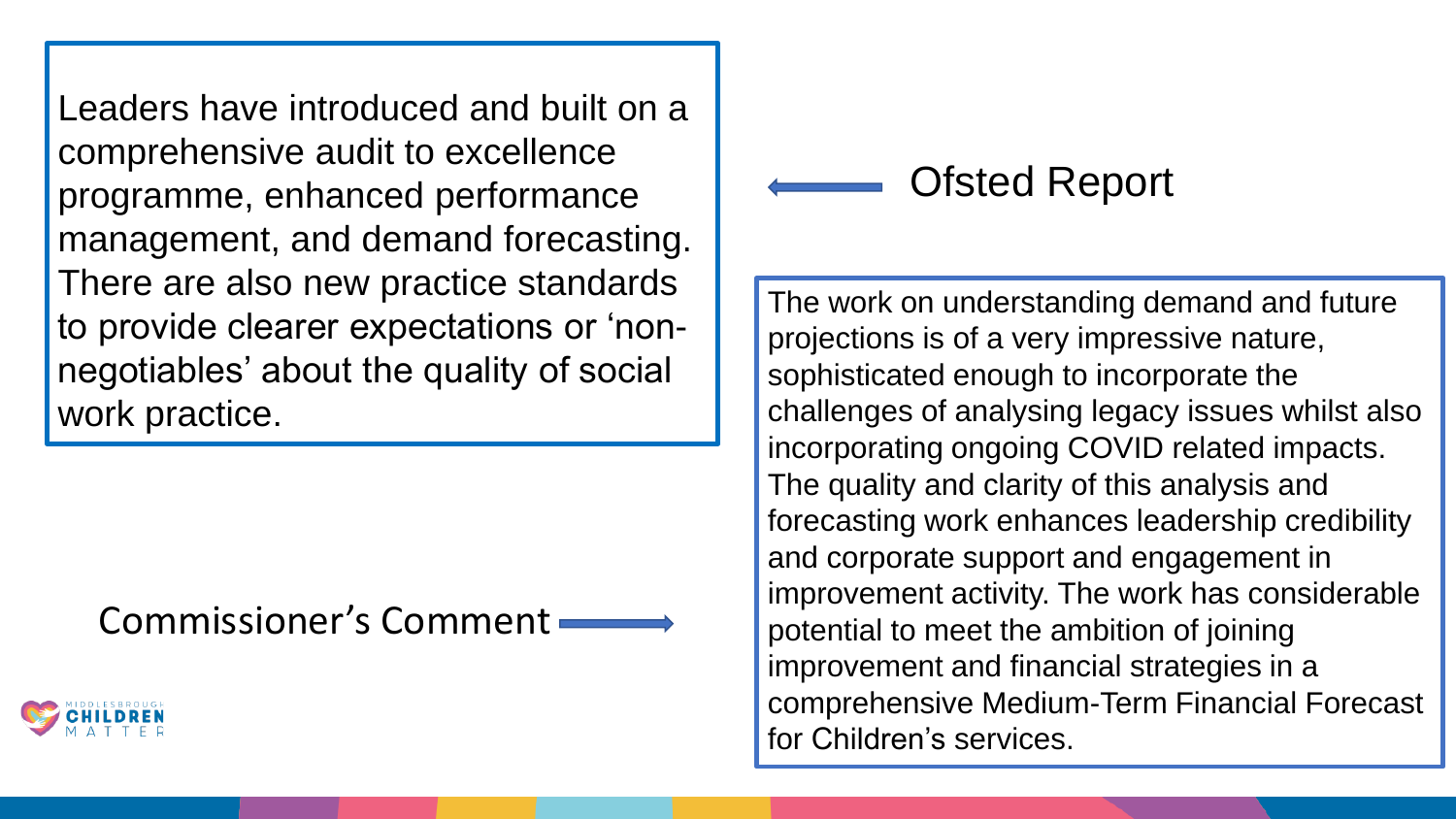Leaders have introduced and built on a comprehensive audit to excellence programme, enhanced performance management, and demand forecasting. There are also new practice standards to provide clearer expectations or 'non-negotiables' about the quality of social work practice.

← Ofsted Report

Commissioner's Comment →

The work on understanding demand and future projections is of a very impressive nature, sophisticated enough to incorporate the challenges of analysing legacy issues whilst also incorporating ongoing COVID related impacts. The quality and clarity of this analysis and forecasting work enhances leadership credibility and corporate support and engagement in improvement activity. The work has considerable potential to meet the ambition of joining improvement and financial strategies in a comprehensive Medium-Term Financial Forecast for Children's services.

MIDDLESBROUGH CHILDREN MATTER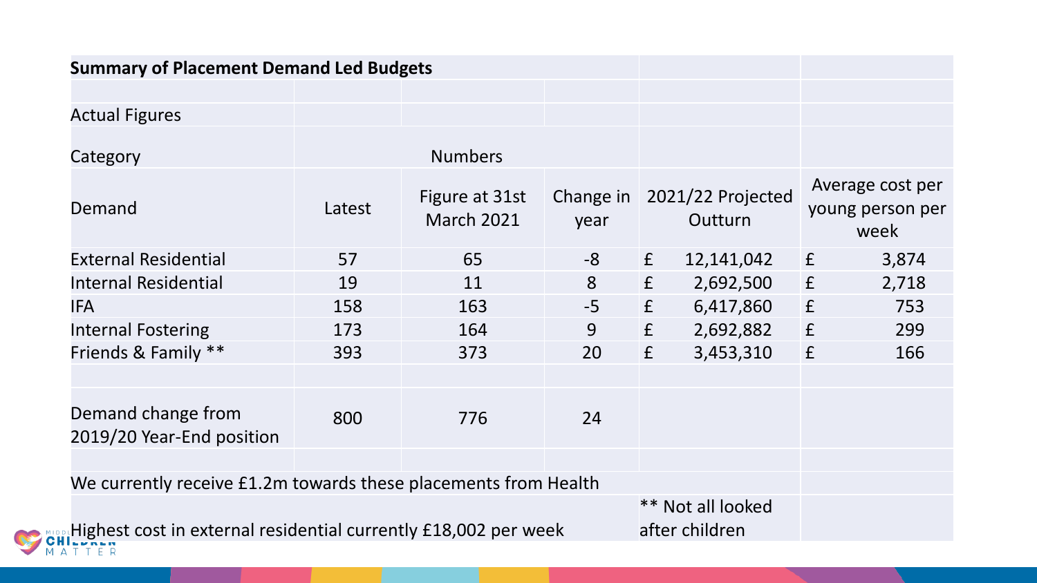**Summary of Placement Demand Led Budgets**

Actual Figures

| Category | Numbers | | | | |
|---|---|---|---|---|---|
| Demand | Latest | Figure at 31st March 2021 | Change in year | 2021/22 Projected Outturn | Average cost per young person per week |
| External Residential | 57 | 65 | -8 | £ 12,141,042 | £ 3,874 |
| Internal Residential | 19 | 11 | 8 | £ 2,692,500 | £ 2,718 |
| IFA | 158 | 163 | -5 | £ 6,417,860 | £ 753 |
| Internal Fostering | 173 | 164 | 9 | £ 2,692,882 | £ 299 |
| Friends & Family ** | 393 | 373 | 20 | £ 3,453,310 | £ 166 |
| | | | | | |
| Demand change from 2019/20 Year-End position | 800 | 776 | 24 | | |

We currently receive £1.2m towards these placements from Health

Highest cost in external residential currently £18,002 per week

** Not all looked after children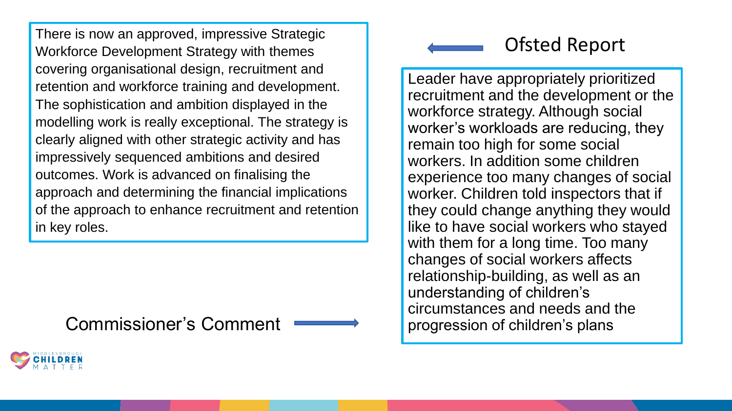There is now an approved, impressive Strategic Workforce Development Strategy with themes covering organisational design, recruitment and retention and workforce training and development. The sophistication and ambition displayed in the modelling work is really exceptional. The strategy is clearly aligned with other strategic activity and has impressively sequenced ambitions and desired outcomes. Work is advanced on finalising the approach and determining the financial implications of the approach to enhance recruitment and retention in key roles.

Commissioner's Comment

## Ofsted Report

Leader have appropriately prioritized recruitment and the development or the workforce strategy. Although social worker's workloads are reducing, they remain too high for some social workers. In addition some children experience too many changes of social worker. Children told inspectors that if they could change anything they would like to have social workers who stayed with them for a long time. Too many changes of social workers affects relationship-building, as well as an understanding of children's circumstances and needs and the progression of children's plans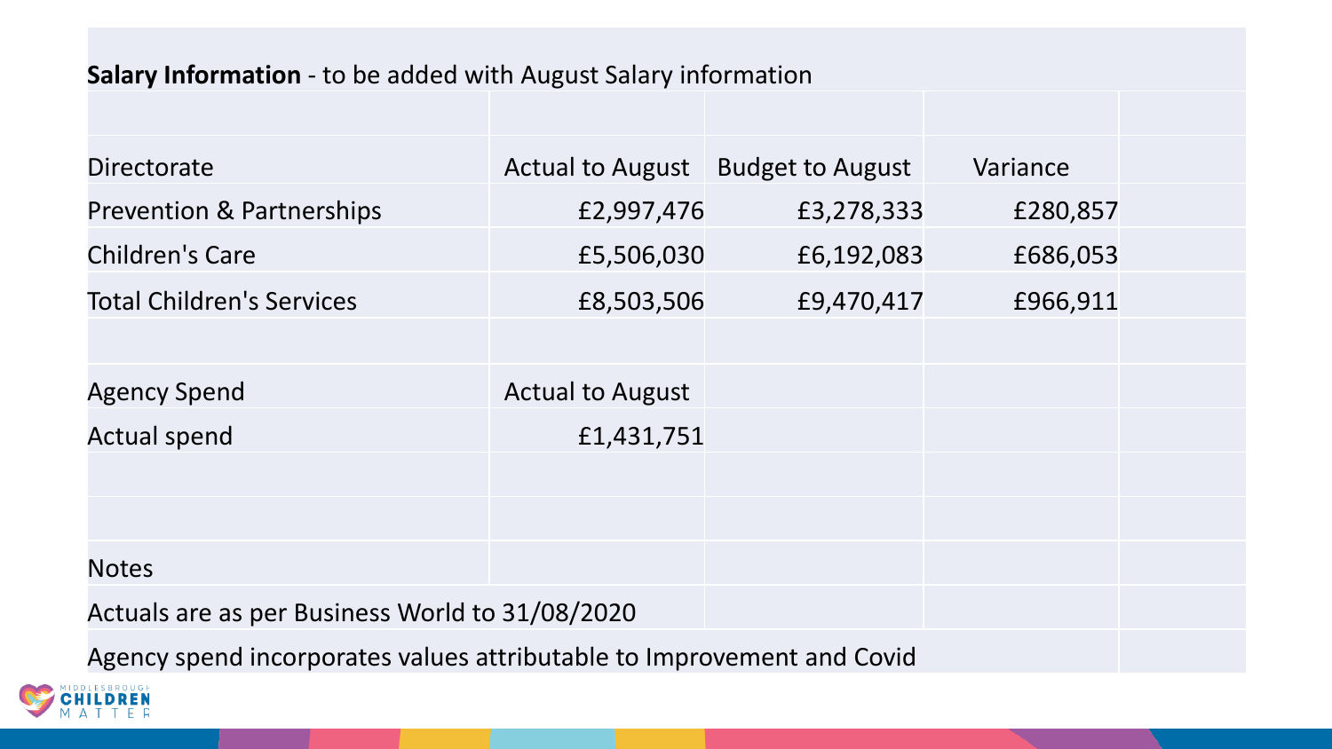**Salary Information** - to be added with August Salary information

| Directorate | Actual to August | Budget to August | Variance |
|---|---|---|---|
| Prevention & Partnerships | £2,997,476 | £3,278,333 | £280,857 |
| Children's Care | £5,506,030 | £6,192,083 | £686,053 |
| Total Children's Services | £8,503,506 | £9,470,417 | £966,911 |

| Agency Spend | Actual to August |
|---|---|
| Actual spend | £1,431,751 |

Notes

Actuals are as per Business World to 31/08/2020

Agency spend incorporates values attributable to Improvement and Covid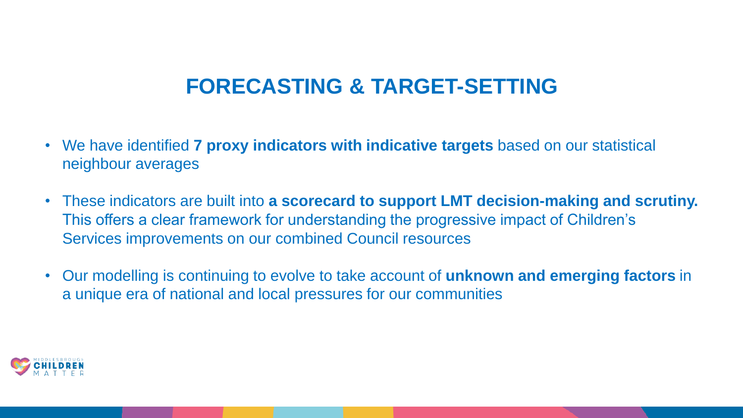# FORECASTING & TARGET-SETTING

- We have identified **7 proxy indicators with indicative targets** based on our statistical neighbour averages
- These indicators are built into **a scorecard to support LMT decision-making and scrutiny.** This offers a clear framework for understanding the progressive impact of Children's Services improvements on our combined Council resources
- Our modelling is continuing to evolve to take account of **unknown and emerging factors** in a unique era of national and local pressures for our communities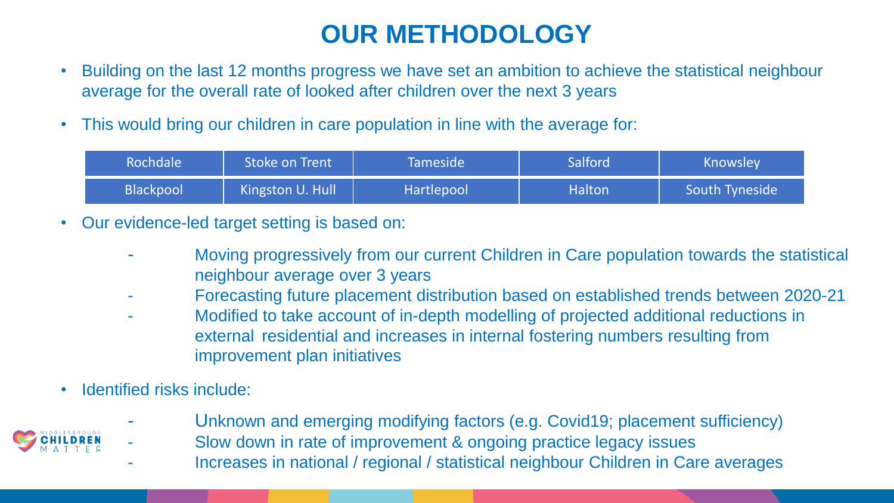# OUR METHODOLOGY

- Building on the last 12 months progress we have set an ambition to achieve the statistical neighbour average for the overall rate of looked after children over the next 3 years
- This would bring our children in care population in line with the average for:

| Rochdale | Stoke on Trent | Tameside | Salford | Knowsley |
|---|---|---|---|---|
| Blackpool | Kingston U. Hull | Hartlepool | Halton | South Tyneside |

- Our evidence-led target setting is based on:
  - Moving progressively from our current Children in Care population towards the statistical neighbour average over 3 years
  - Forecasting future placement distribution based on established trends between 2020-21
  - Modified to take account of in-depth modelling of projected additional reductions in external residential and increases in internal fostering numbers resulting from improvement plan initiatives
- Identified risks include:
  - Unknown and emerging modifying factors (e.g. Covid19; placement sufficiency)
  - Slow down in rate of improvement & ongoing practice legacy issues
  - Increases in national / regional / statistical neighbour Children in Care averages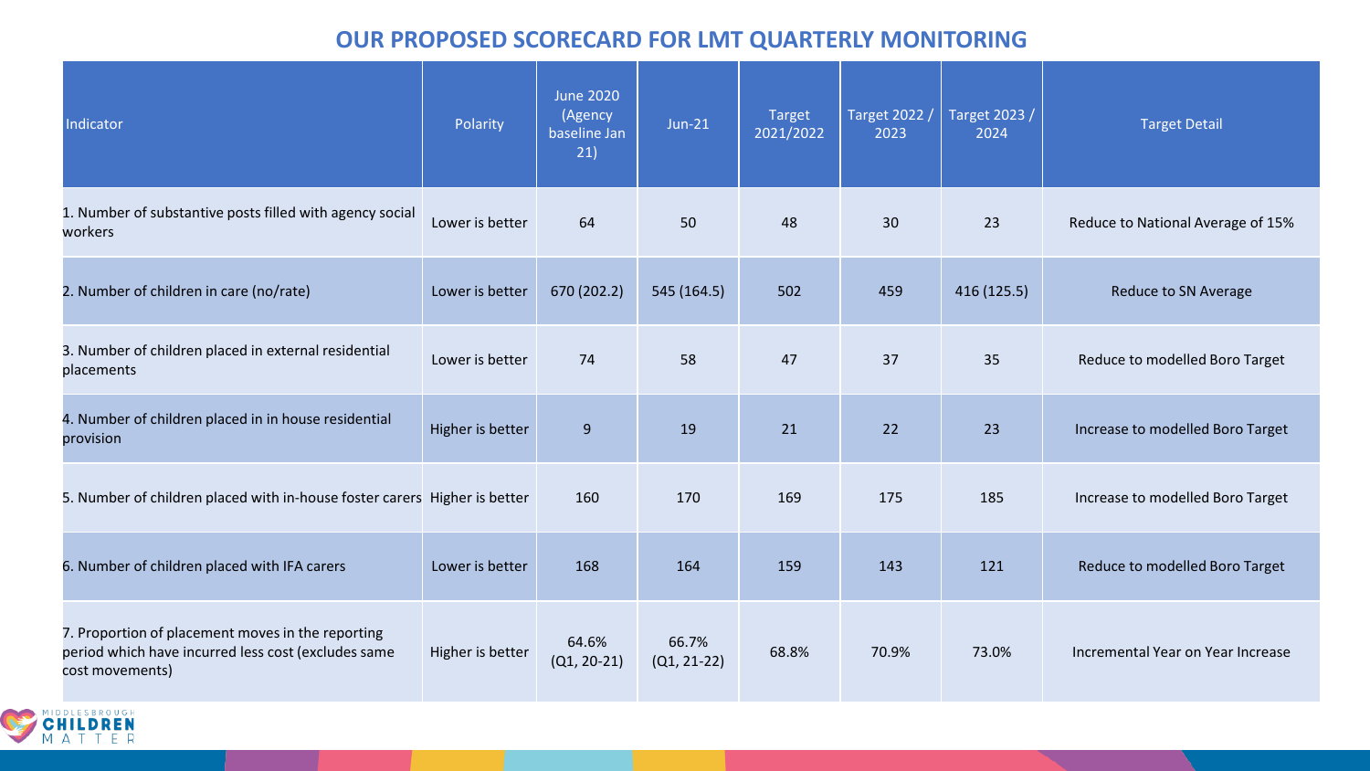## OUR PROPOSED SCORECARD FOR LMT QUARTERLY MONITORING

| Indicator | Polarity | June 2020 (Agency baseline Jan 21) | Jun-21 | Target 2021/2022 | Target 2022 / 2023 | Target 2023 / 2024 | Target Detail |
|---|---|---|---|---|---|---|---|
| 1. Number of substantive posts filled with agency social workers | Lower is better | 64 | 50 | 48 | 30 | 23 | Reduce to National Average of 15% |
| 2. Number of children in care (no/rate) | Lower is better | 670 (202.2) | 545 (164.5) | 502 | 459 | 416 (125.5) | Reduce to SN Average |
| 3. Number of children placed in external residential placements | Lower is better | 74 | 58 | 47 | 37 | 35 | Reduce to modelled Boro Target |
| 4. Number of children placed in in house residential provision | Higher is better | 9 | 19 | 21 | 22 | 23 | Increase to modelled Boro Target |
| 5. Number of children placed with in-house foster carers | Higher is better | 160 | 170 | 169 | 175 | 185 | Increase to modelled Boro Target |
| 6. Number of children placed with IFA carers | Lower is better | 168 | 164 | 159 | 143 | 121 | Reduce to modelled Boro Target |
| 7. Proportion of placement moves in the reporting period which have incurred less cost (excludes same cost movements) | Higher is better | 64.6% (Q1, 20-21) | 66.7% (Q1, 21-22) | 68.8% | 70.9% | 73.0% | Incremental Year on Year Increase |

MIDDLESBROUGH CHILDREN MATTER